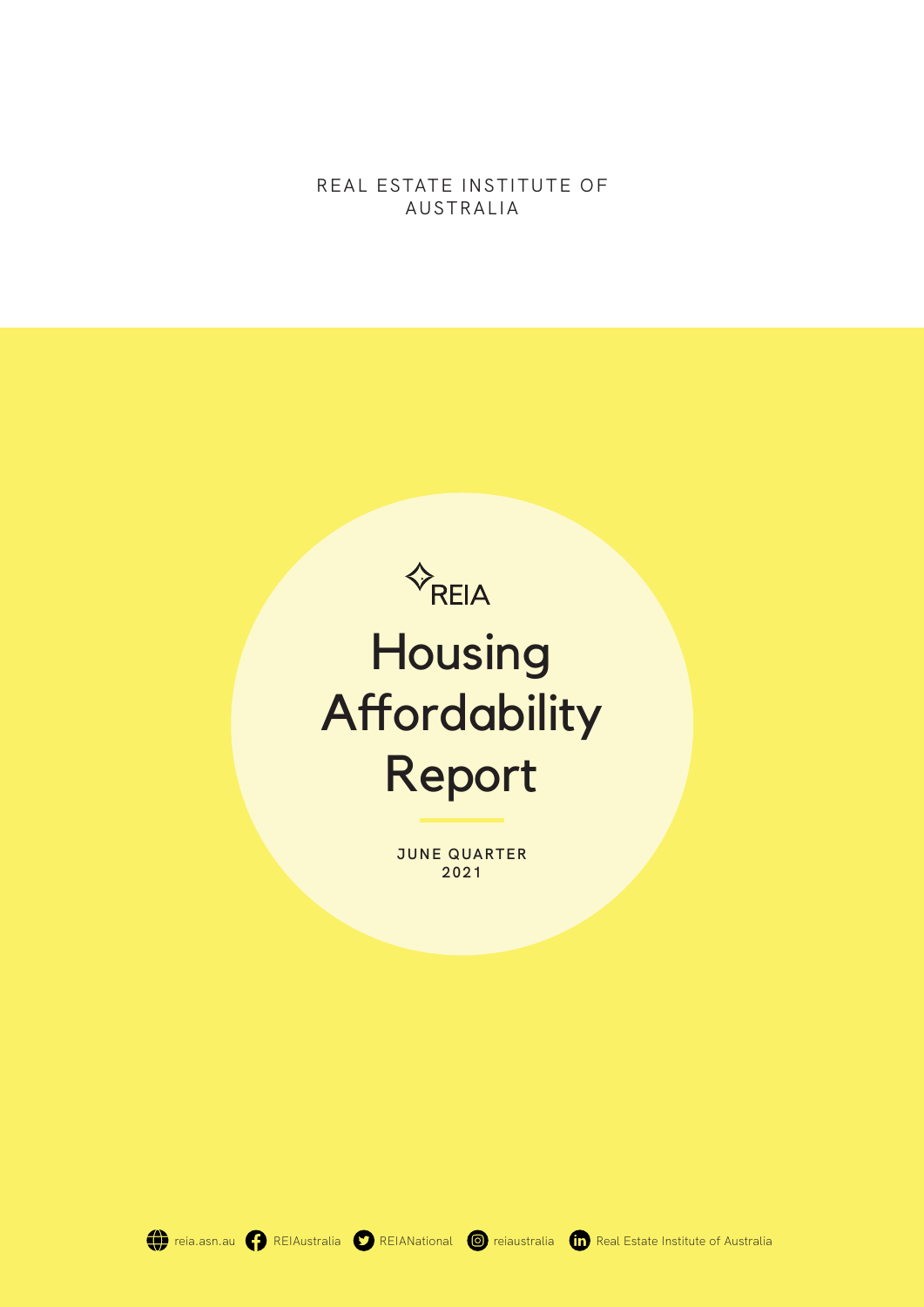REAL ESTATE INSTITUTE OF AUSTRALIA

REIA

# Housing Affordability Report

**JUNE QUARTER 2021**

reia.asn.au REIAustralia REIANational reiaustralia Real Estate Institute of Australia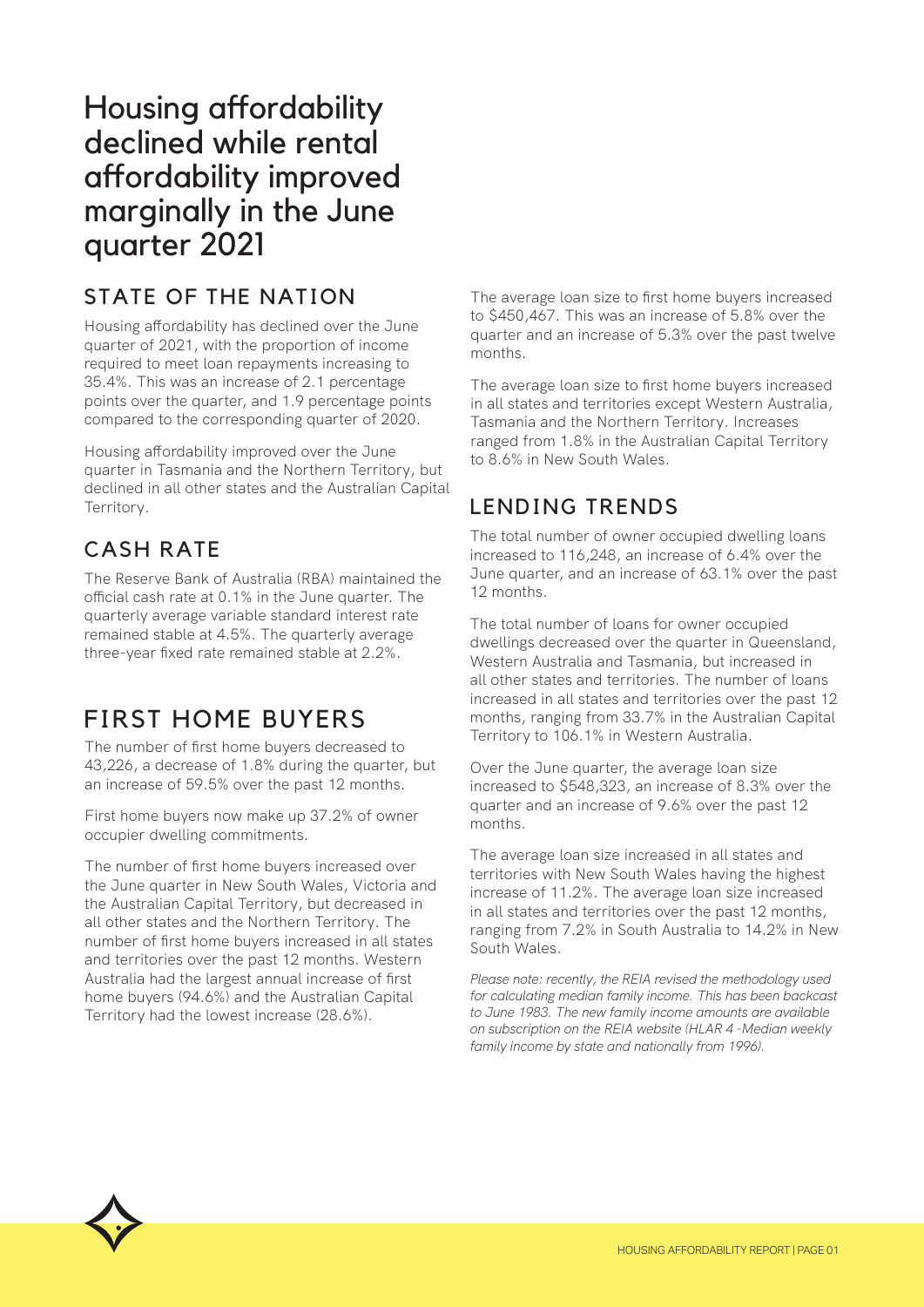# Housing affordability declined while rental affordability improved marginally in the June quarter 2021

## STATE OF THE NATION

Housing affordability has declined over the June quarter of 2021, with the proportion of income required to meet loan repayments increasing to 35.4%. This was an increase of 2.1 percentage points over the quarter, and 1.9 percentage points compared to the corresponding quarter of 2020.

Housing affordability improved over the June quarter in Tasmania and the Northern Territory, but declined in all other states and the Australian Capital Territory.

## CASH RATE

The Reserve Bank of Australia (RBA) maintained the official cash rate at 0.1% in the June quarter. The quarterly average variable standard interest rate remained stable at 4.5%. The quarterly average three-year fixed rate remained stable at 2.2%.

## FIRST HOME BUYERS

The number of first home buyers decreased to 43,226, a decrease of 1.8% during the quarter, but an increase of 59.5% over the past 12 months.

First home buyers now make up 37.2% of owner occupier dwelling commitments.

The number of first home buyers increased over the June quarter in New South Wales, Victoria and the Australian Capital Territory, but decreased in all other states and the Northern Territory. The number of first home buyers increased in all states and territories over the past 12 months. Western Australia had the largest annual increase of first home buyers (94.6%) and the Australian Capital Territory had the lowest increase (28.6%).

The average loan size to first home buyers increased to $450,467. This was an increase of 5.8% over the quarter and an increase of 5.3% over the past twelve months.

The average loan size to first home buyers increased in all states and territories except Western Australia, Tasmania and the Northern Territory. Increases ranged from 1.8% in the Australian Capital Territory to 8.6% in New South Wales.

## LENDING TRENDS

The total number of owner occupied dwelling loans increased to 116,248, an increase of 6.4% over the June quarter, and an increase of 63.1% over the past 12 months.

The total number of loans for owner occupied dwellings decreased over the quarter in Queensland, Western Australia and Tasmania, but increased in all other states and territories. The number of loans increased in all states and territories over the past 12 months, ranging from 33.7% in the Australian Capital Territory to 106.1% in Western Australia.

Over the June quarter, the average loan size increased to $548,323, an increase of 8.3% over the quarter and an increase of 9.6% over the past 12 months.

The average loan size increased in all states and territories with New South Wales having the highest increase of 11.2%. The average loan size increased in all states and territories over the past 12 months, ranging from 7.2% in South Australia to 14.2% in New South Wales.

*Please note: recently, the REIA revised the methodology used for calculating median family income. This has been backcast to June 1983. The new family income amounts are available on subscription on the REIA website (HLAR 4 -Median weekly family income by state and nationally from 1996).*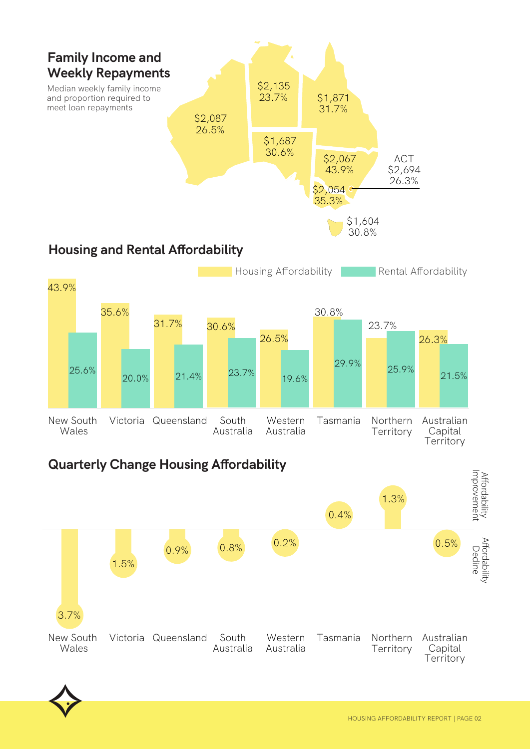## Family Income and Weekly Repayments

Median weekly family income and proportion required to meet loan repayments

| Region | Median weekly family income | Proportion required to meet loan repayments |
|---|---|---|
| Western Australia | $2,087 | 26.5% |
| Northern Territory | $2,135 | 23.7% |
| Queensland | $1,871 | 31.7% |
| South Australia | $1,687 | 30.6% |
| New South Wales | $2,067 | 43.9% |
| ACT | $2,694 | 26.3% |
| Victoria | $2,054 | 35.3% |
| Tasmania | $1,604 | 30.8% |

## Housing and Rental Affordability

| State/Territory | Housing Affordability | Rental Affordability |
|---|---|---|
| New South Wales | 43.9% | 25.6% |
| Victoria | 35.6% | 20.0% |
| Queensland | 31.7% | 21.4% |
| South Australia | 30.6% | 23.7% |
| Western Australia | 26.5% | 19.6% |
| Tasmania | 30.8% | 29.9% |
| Northern Territory | 23.7% | 25.9% |
| Australian Capital Territory | 26.3% | 21.5% |

## Quarterly Change Housing Affordability

| State/Territory | Change | Direction |
|---|---|---|
| New South Wales | 3.7% | Affordability Decline |
| Victoria | 1.5% | Affordability Decline |
| Queensland | 0.9% | Affordability Decline |
| South Australia | 0.8% | Affordability Decline |
| Western Australia | 0.2% | Affordability Decline |
| Tasmania | 0.4% | Affordability Improvement |
| Northern Territory | 1.3% | Affordability Improvement |
| Australian Capital Territory | 0.5% | Affordability Decline |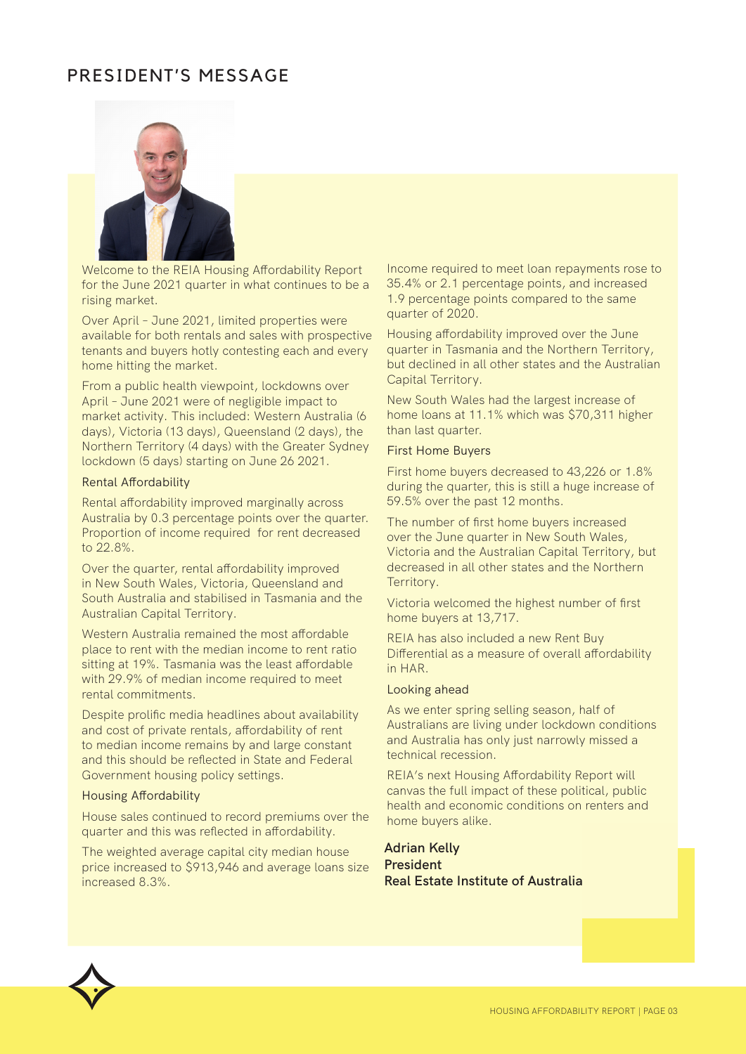# PRESIDENT'S MESSAGE

Welcome to the REIA Housing Affordability Report for the June 2021 quarter in what continues to be a rising market.

Over April – June 2021, limited properties were available for both rentals and sales with prospective tenants and buyers hotly contesting each and every home hitting the market.

From a public health viewpoint, lockdowns over April – June 2021 were of negligible impact to market activity. This included: Western Australia (6 days), Victoria (13 days), Queensland (2 days), the Northern Territory (4 days) with the Greater Sydney lockdown (5 days) starting on June 26 2021.

### Rental Affordability

Rental affordability improved marginally across Australia by 0.3 percentage points over the quarter. Proportion of income required for rent decreased to 22.8%.

Over the quarter, rental affordability improved in New South Wales, Victoria, Queensland and South Australia and stabilised in Tasmania and the Australian Capital Territory.

Western Australia remained the most affordable place to rent with the median income to rent ratio sitting at 19%. Tasmania was the least affordable with 29.9% of median income required to meet rental commitments.

Despite prolific media headlines about availability and cost of private rentals, affordability of rent to median income remains by and large constant and this should be reflected in State and Federal Government housing policy settings.

### Housing Affordability

House sales continued to record premiums over the quarter and this was reflected in affordability.

The weighted average capital city median house price increased to $913,946 and average loans size increased 8.3%.

Income required to meet loan repayments rose to 35.4% or 2.1 percentage points, and increased 1.9 percentage points compared to the same quarter of 2020.

Housing affordability improved over the June quarter in Tasmania and the Northern Territory, but declined in all other states and the Australian Capital Territory.

New South Wales had the largest increase of home loans at 11.1% which was $70,311 higher than last quarter.

### First Home Buyers

First home buyers decreased to 43,226 or 1.8% during the quarter, this is still a huge increase of 59.5% over the past 12 months.

The number of first home buyers increased over the June quarter in New South Wales, Victoria and the Australian Capital Territory, but decreased in all other states and the Northern Territory.

Victoria welcomed the highest number of first home buyers at 13,717.

REIA has also included a new Rent Buy Differential as a measure of overall affordability in HAR.

### Looking ahead

As we enter spring selling season, half of Australians are living under lockdown conditions and Australia has only just narrowly missed a technical recession.

REIA's next Housing Affordability Report will canvas the full impact of these political, public health and economic conditions on renters and home buyers alike.

**Adrian Kelly**
**President**
**Real Estate Institute of Australia**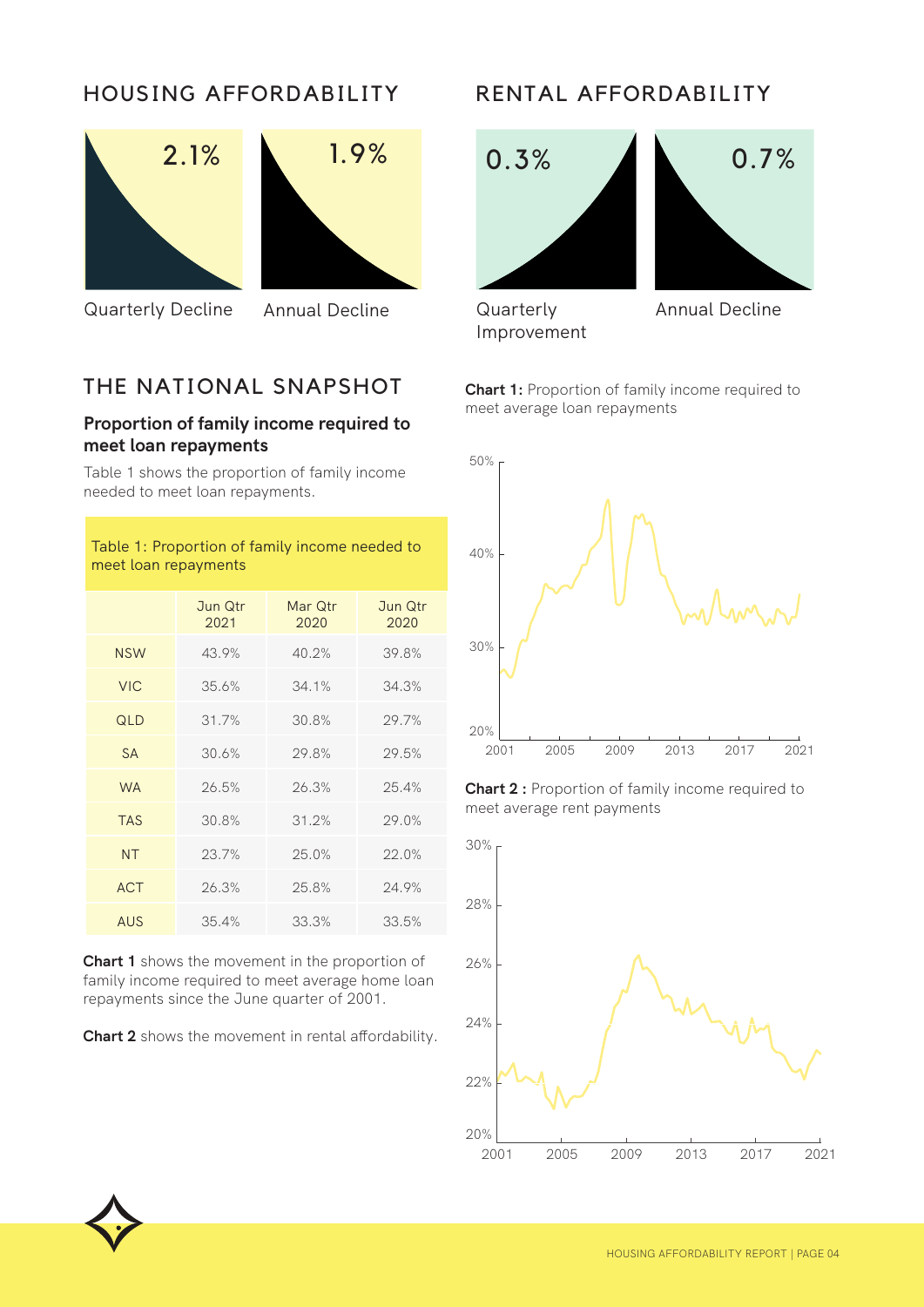## HOUSING AFFORDABILITY

2.1%

Quarterly Decline

1.9%

Annual Decline

## RENTAL AFFORDABILITY

0.3%

Quarterly Improvement

0.7%

Annual Decline

## THE NATIONAL SNAPSHOT

### Proportion of family income required to meet loan repayments

Table 1 shows the proportion of family income needed to meet loan repayments.

Table 1: Proportion of family income needed to meet loan repayments

| | Jun Qtr 2021 | Mar Qtr 2020 | Jun Qtr 2020 |
|---|---|---|---|
| NSW | 43.9% | 40.2% | 39.8% |
| VIC | 35.6% | 34.1% | 34.3% |
| QLD | 31.7% | 30.8% | 29.7% |
| SA | 30.6% | 29.8% | 29.5% |
| WA | 26.5% | 26.3% | 25.4% |
| TAS | 30.8% | 31.2% | 29.0% |
| NT | 23.7% | 25.0% | 22.0% |
| ACT | 26.3% | 25.8% | 24.9% |
| AUS | 35.4% | 33.3% | 33.5% |

**Chart 1** shows the movement in the proportion of family income required to meet average home loan repayments since the June quarter of 2001.

**Chart 2** shows the movement in rental affordability.

**Chart 1:** Proportion of family income required to meet average loan repayments

**Chart 2 :** Proportion of family income required to meet average rent payments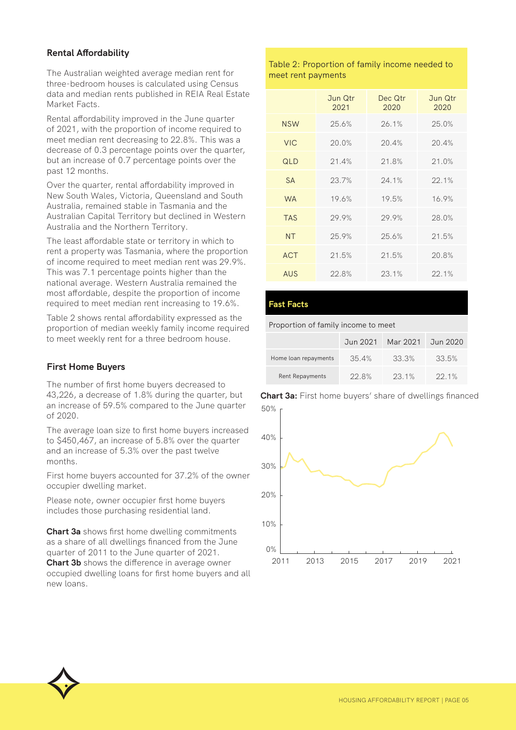## Rental Affordability

The Australian weighted average median rent for three-bedroom houses is calculated using Census data and median rents published in REIA Real Estate Market Facts.

Rental affordability improved in the June quarter of 2021, with the proportion of income required to meet median rent decreasing to 22.8%. This was a decrease of 0.3 percentage points over the quarter, but an increase of 0.7 percentage points over the past 12 months.

Over the quarter, rental affordability improved in New South Wales, Victoria, Queensland and South Australia, remained stable in Tasmania and the Australian Capital Territory but declined in Western Australia and the Northern Territory.

The least affordable state or territory in which to rent a property was Tasmania, where the proportion of income required to meet median rent was 29.9%. This was 7.1 percentage points higher than the national average. Western Australia remained the most affordable, despite the proportion of income required to meet median rent increasing to 19.6%.

Table 2 shows rental affordability expressed as the proportion of median weekly family income required to meet weekly rent for a three bedroom house.

## First Home Buyers

The number of first home buyers decreased to 43,226, a decrease of 1.8% during the quarter, but an increase of 59.5% compared to the June quarter of 2020.

The average loan size to first home buyers increased to $450,467, an increase of 5.8% over the quarter and an increase of 5.3% over the past twelve months.

First home buyers accounted for 37.2% of the owner occupier dwelling market.

Please note, owner occupier first home buyers includes those purchasing residential land.

**Chart 3a** shows first home dwelling commitments as a share of all dwellings financed from the June quarter of 2011 to the June quarter of 2021. **Chart 3b** shows the difference in average owner occupied dwelling loans for first home buyers and all new loans.

Table 2: Proportion of family income needed to meet rent payments

| | Jun Qtr 2021 | Dec Qtr 2020 | Jun Qtr 2020 |
|---|---|---|---|
| NSW | 25.6% | 26.1% | 25.0% |
| VIC | 20.0% | 20.4% | 20.4% |
| QLD | 21.4% | 21.8% | 21.0% |
| SA | 23.7% | 24.1% | 22.1% |
| WA | 19.6% | 19.5% | 16.9% |
| TAS | 29.9% | 29.9% | 28.0% |
| NT | 25.9% | 25.6% | 21.5% |
| ACT | 21.5% | 21.5% | 20.8% |
| AUS | 22.8% | 23.1% | 22.1% |

**Fast Facts**

Proportion of family income to meet

| | Jun 2021 | Mar 2021 | Jun 2020 |
|---|---|---|---|
| Home loan repayments | 35.4% | 33.3% | 33.5% |
| Rent Repayments | 22.8% | 23.1% | 22.1% |

**Chart 3a:** First home buyers' share of dwellings financed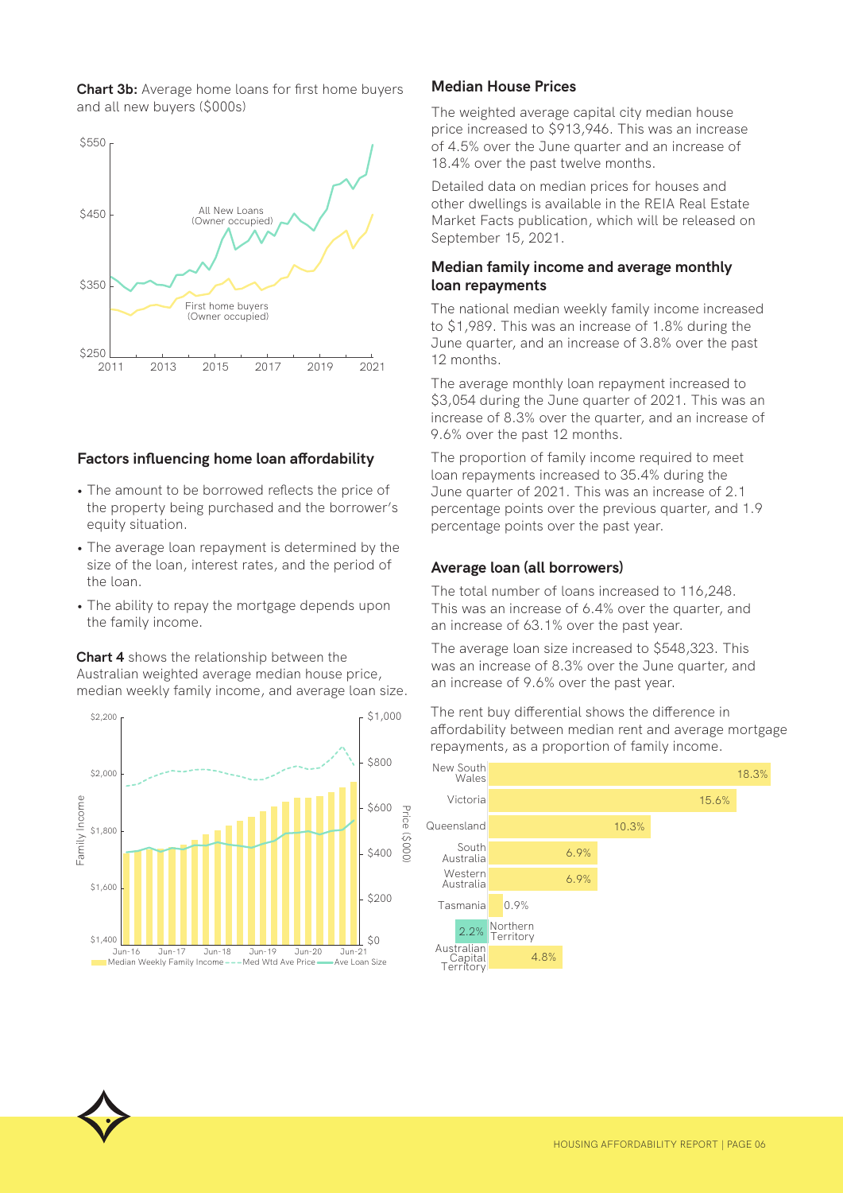**Chart 3b:** Average home loans for first home buyers and all new buyers ($000s)

## Factors influencing home loan affordability

- The amount to be borrowed reflects the price of the property being purchased and the borrower's equity situation.
- The average loan repayment is determined by the size of the loan, interest rates, and the period of the loan.
- The ability to repay the mortgage depends upon the family income.

**Chart 4** shows the relationship between the Australian weighted average median house price, median weekly family income, and average loan size.

## Median House Prices

The weighted average capital city median house price increased to $913,946. This was an increase of 4.5% over the June quarter and an increase of 18.4% over the past twelve months.

Detailed data on median prices for houses and other dwellings is available in the REIA Real Estate Market Facts publication, which will be released on September 15, 2021.

## Median family income and average monthly loan repayments

The national median weekly family income increased to $1,989. This was an increase of 1.8% during the June quarter, and an increase of 3.8% over the past 12 months.

The average monthly loan repayment increased to $3,054 during the June quarter of 2021. This was an increase of 8.3% over the quarter, and an increase of 9.6% over the past 12 months.

The proportion of family income required to meet loan repayments increased to 35.4% during the June quarter of 2021. This was an increase of 2.1 percentage points over the previous quarter, and 1.9 percentage points over the past year.

## Average loan (all borrowers)

The total number of loans increased to 116,248. This was an increase of 6.4% over the quarter, and an increase of 63.1% over the past year.

The average loan size increased to $548,323. This was an increase of 8.3% over the June quarter, and an increase of 9.6% over the past year.

The rent buy differential shows the difference in affordability between median rent and average mortgage repayments, as a proportion of family income.

| State/Territory | Rent buy differential |
|---|---|
| New South Wales | 18.3% |
| Victoria | 15.6% |
| Queensland | 10.3% |
| South Australia | 6.9% |
| Western Australia | 6.9% |
| Tasmania | 0.9% |
| Northern Territory | 2.2% |
| Australian Capital Territory | 4.8% |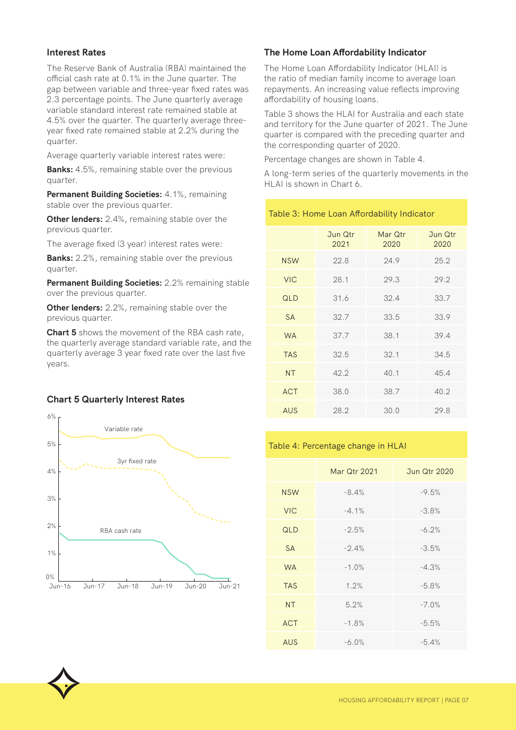## Interest Rates

The Reserve Bank of Australia (RBA) maintained the official cash rate at 0.1% in the June quarter. The gap between variable and three-year fixed rates was 2.3 percentage points. The June quarterly average variable standard interest rate remained stable at 4.5% over the quarter. The quarterly average three-year fixed rate remained stable at 2.2% during the quarter.

Average quarterly variable interest rates were:

**Banks:** 4.5%, remaining stable over the previous quarter.

**Permanent Building Societies:** 4.1%, remaining stable over the previous quarter.

**Other lenders:** 2.4%, remaining stable over the previous quarter.

The average fixed (3 year) interest rates were:

**Banks:** 2.2%, remaining stable over the previous quarter.

**Permanent Building Societies:** 2.2% remaining stable over the previous quarter.

**Other lenders:** 2.2%, remaining stable over the previous quarter.

**Chart 5** shows the movement of the RBA cash rate, the quarterly average standard variable rate, and the quarterly average 3 year fixed rate over the last five years.

### Chart 5 Quarterly Interest Rates

## The Home Loan Affordability Indicator

The Home Loan Affordability Indicator (HLAI) is the ratio of median family income to average loan repayments. An increasing value reflects improving affordability of housing loans.

Table 3 shows the HLAI for Australia and each state and territory for the June quarter of 2021. The June quarter is compared with the preceding quarter and the corresponding quarter of 2020.

Percentage changes are shown in Table 4.

A long-term series of the quarterly movements in the HLAI is shown in Chart 6.

Table 3: Home Loan Affordability Indicator

| | Jun Qtr 2021 | Mar Qtr 2020 | Jun Qtr 2020 |
|---|---|---|---|
| NSW | 22.8 | 24.9 | 25.2 |
| VIC | 28.1 | 29.3 | 29.2 |
| QLD | 31.6 | 32.4 | 33.7 |
| SA | 32.7 | 33.5 | 33.9 |
| WA | 37.7 | 38.1 | 39.4 |
| TAS | 32.5 | 32.1 | 34.5 |
| NT | 42.2 | 40.1 | 45.4 |
| ACT | 38.0 | 38.7 | 40.2 |
| AUS | 28.2 | 30.0 | 29.8 |

Table 4: Percentage change in HLAI

| | Mar Qtr 2021 | Jun Qtr 2020 |
|---|---|---|
| NSW | -8.4% | -9.5% |
| VIC | -4.1% | -3.8% |
| QLD | -2.5% | -6.2% |
| SA | -2.4% | -3.5% |
| WA | -1.0% | -4.3% |
| TAS | 1.2% | -5.8% |
| NT | 5.2% | -7.0% |
| ACT | -1.8% | -5.5% |
| AUS | -6.0% | -5.4% |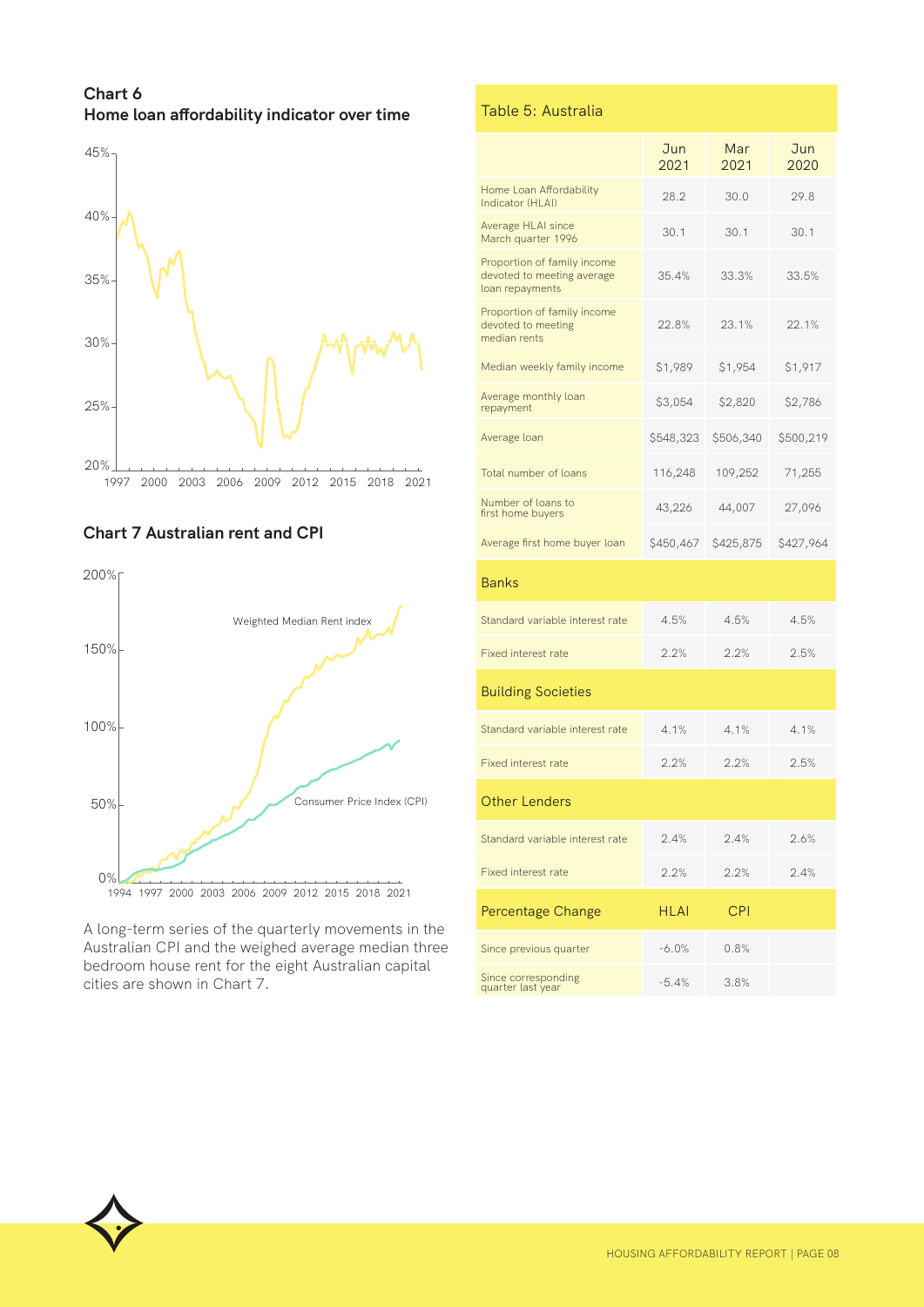## Chart 6
## Home loan affordability indicator over time

## Chart 7 Australian rent and CPI

A long-term series of the quarterly movements in the Australian CPI and the weighed average median three bedroom house rent for the eight Australian capital cities are shown in Chart 7.

### Table 5: Australia

| | Jun 2021 | Mar 2021 | Jun 2020 |
|---|---|---|---|
| Home Loan Affordability Indicator (HLAI) | 28.2 | 30.0 | 29.8 |
| Average HLAI since March quarter 1996 | 30.1 | 30.1 | 30.1 |
| Proportion of family income devoted to meeting average loan repayments | 35.4% | 33.3% | 33.5% |
| Proportion of family income devoted to meeting median rents | 22.8% | 23.1% | 22.1% |
| Median weekly family income | $1,989 | $1,954 | $1,917 |
| Average monthly loan repayment | $3,054 | $2,820 | $2,786 |
| Average loan | $548,323 | $506,340 | $500,219 |
| Total number of loans | 116,248 | 109,252 | 71,255 |
| Number of loans to first home buyers | 43,226 | 44,007 | 27,096 |
| Average first home buyer loan | $450,467 | $425,875 | $427,964 |
| **Banks** | | | |
| Standard variable interest rate | 4.5% | 4.5% | 4.5% |
| Fixed interest rate | 2.2% | 2.2% | 2.5% |
| **Building Societies** | | | |
| Standard variable interest rate | 4.1% | 4.1% | 4.1% |
| Fixed interest rate | 2.2% | 2.2% | 2.5% |
| **Other Lenders** | | | |
| Standard variable interest rate | 2.4% | 2.4% | 2.6% |
| Fixed interest rate | 2.2% | 2.2% | 2.4% |
| **Percentage Change** | **HLAI** | **CPI** | |
| Since previous quarter | -6.0% | 0.8% | |
| Since corresponding quarter last year | -5.4% | 3.8% | |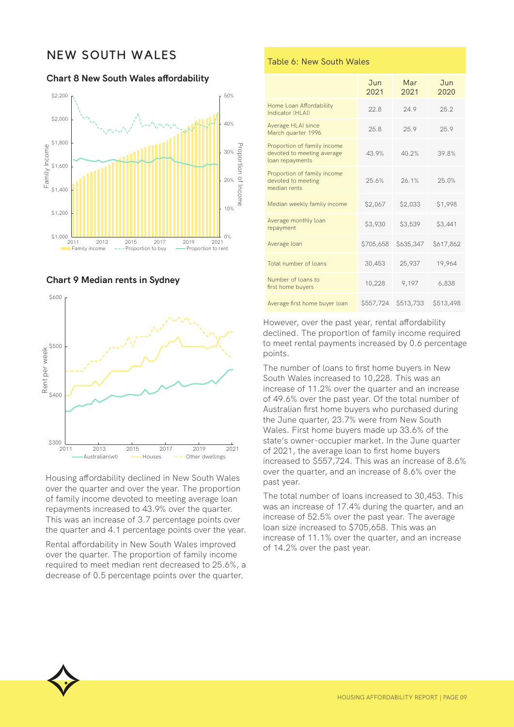# NEW SOUTH WALES

### Chart 8 New South Wales affordability

### Chart 9 Median rents in Sydney

Housing affordability declined in New South Wales over the quarter and over the year. The proportion of family income devoted to meeting average loan repayments increased to 43.9% over the quarter. This was an increase of 3.7 percentage points over the quarter and 4.1 percentage points over the year.

Rental affordability in New South Wales improved over the quarter. The proportion of family income required to meet median rent decreased to 25.6%, a decrease of 0.5 percentage points over the quarter.

Table 6: New South Wales

| | Jun 2021 | Mar 2021 | Jun 2020 |
|---|---|---|---|
| Home Loan Affordability Indicator (HLAI) | 22.8 | 24.9 | 25.2 |
| Average HLAI since March quarter 1996 | 25.8 | 25.9 | 25.9 |
| Proportion of family income devoted to meeting average loan repayments | 43.9% | 40.2% | 39.8% |
| Proportion of family income devoted to meeting median rents | 25.6% | 26.1% | 25.0% |
| Median weekly family income | $2,067 | $2,033 | $1,998 |
| Average monthly loan repayment | $3,930 | $3,539 | $3,441 |
| Average loan | $705,658 | $635,347 | $617,862 |
| Total number of loans | 30,453 | 25,937 | 19,964 |
| Number of loans to first home buyers | 10,228 | 9,197 | 6,838 |
| Average first home buyer loan | $557,724 | $513,733 | $513,498 |

However, over the past year, rental affordability declined. The proportion of family income required to meet rental payments increased by 0.6 percentage points.

The number of loans to first home buyers in New South Wales increased to 10,228. This was an increase of 11.2% over the quarter and an increase of 49.6% over the past year. Of the total number of Australian first home buyers who purchased during the June quarter, 23.7% were from New South Wales. First home buyers made up 33.6% of the state's owner-occupier market. In the June quarter of 2021, the average loan to first home buyers increased to $557,724. This was an increase of 8.6% over the quarter, and an increase of 8.6% over the past year.

The total number of loans increased to 30,453. This was an increase of 17.4% during the quarter, and an increase of 52.5% over the past year. The average loan size increased to $705,658. This was an increase of 11.1% over the quarter, and an increase of 14.2% over the past year.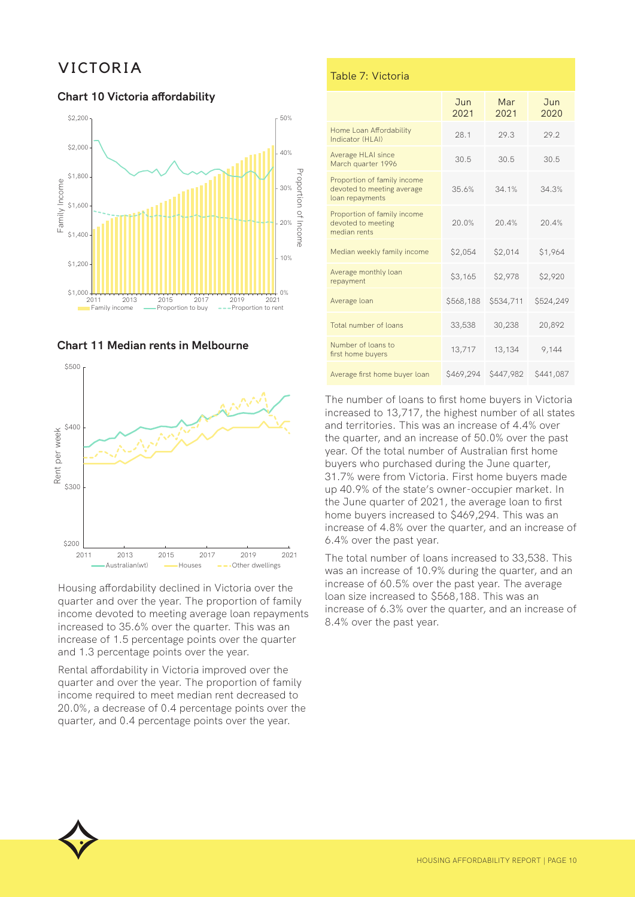# VICTORIA

## Chart 10 Victoria affordability

## Chart 11 Median rents in Melbourne

Housing affordability declined in Victoria over the quarter and over the year. The proportion of family income devoted to meeting average loan repayments increased to 35.6% over the quarter. This was an increase of 1.5 percentage points over the quarter and 1.3 percentage points over the year.

Rental affordability in Victoria improved over the quarter and over the year. The proportion of family income required to meet median rent decreased to 20.0%, a decrease of 0.4 percentage points over the quarter, and 0.4 percentage points over the year.

### Table 7: Victoria

| | Jun 2021 | Mar 2021 | Jun 2020 |
|---|---|---|---|
| Home Loan Affordability Indicator (HLAI) | 28.1 | 29.3 | 29.2 |
| Average HLAI since March quarter 1996 | 30.5 | 30.5 | 30.5 |
| Proportion of family income devoted to meeting average loan repayments | 35.6% | 34.1% | 34.3% |
| Proportion of family income devoted to meeting median rents | 20.0% | 20.4% | 20.4% |
| Median weekly family income | $2,054 | $2,014 | $1,964 |
| Average monthly loan repayment | $3,165 | $2,978 | $2,920 |
| Average loan | $568,188 | $534,711 | $524,249 |
| Total number of loans | 33,538 | 30,238 | 20,892 |
| Number of loans to first home buyers | 13,717 | 13,134 | 9,144 |
| Average first home buyer loan | $469,294 | $447,982 | $441,087 |

The number of loans to first home buyers in Victoria increased to 13,717, the highest number of all states and territories. This was an increase of 4.4% over the quarter, and an increase of 50.0% over the past year. Of the total number of Australian first home buyers who purchased during the June quarter, 31.7% were from Victoria. First home buyers made up 40.9% of the state's owner-occupier market. In the June quarter of 2021, the average loan to first home buyers increased to $469,294. This was an increase of 4.8% over the quarter, and an increase of 6.4% over the past year.

The total number of loans increased to 33,538. This was an increase of 10.9% during the quarter, and an increase of 60.5% over the past year. The average loan size increased to $568,188. This was an increase of 6.3% over the quarter, and an increase of 8.4% over the past year.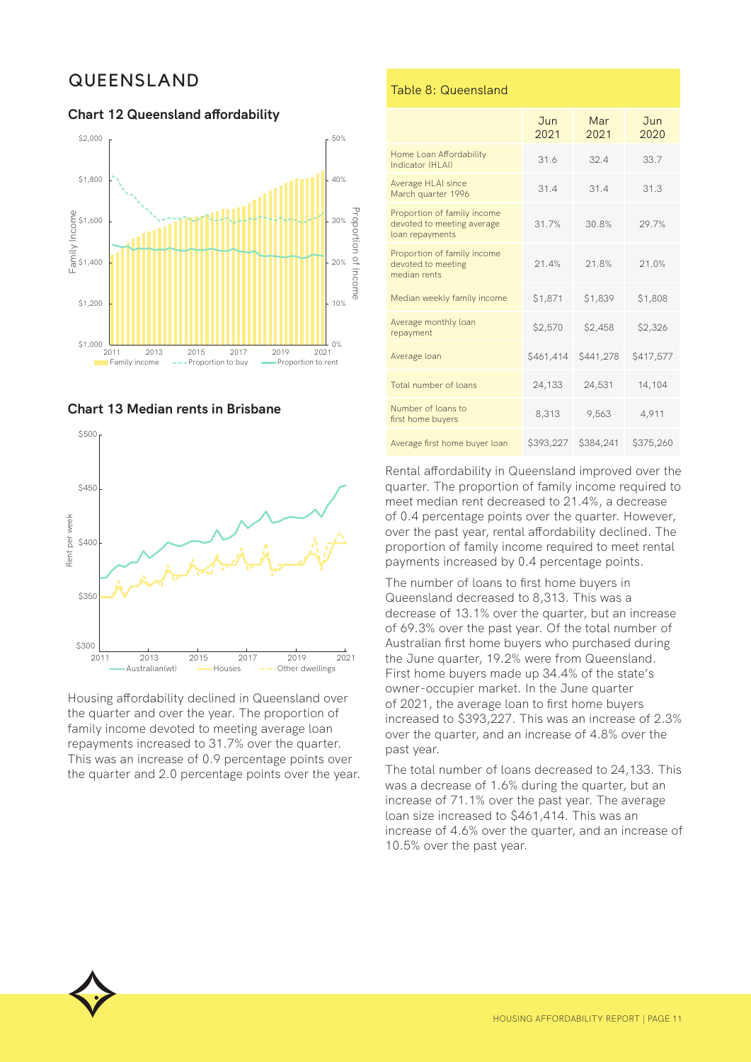# QUEENSLAND

### Chart 12 Queensland affordability

### Chart 13 Median rents in Brisbane

Housing affordability declined in Queensland over the quarter and over the year. The proportion of family income devoted to meeting average loan repayments increased to 31.7% over the quarter. This was an increase of 0.9 percentage points over the quarter and 2.0 percentage points over the year.

Table 8: Queensland

| | Jun 2021 | Mar 2021 | Jun 2020 |
|---|---|---|---|
| Home Loan Affordability Indicator (HLAI) | 31.6 | 32.4 | 33.7 |
| Average HLAI since March quarter 1996 | 31.4 | 31.4 | 31.3 |
| Proportion of family income devoted to meeting average loan repayments | 31.7% | 30.8% | 29.7% |
| Proportion of family income devoted to meeting median rents | 21.4% | 21.8% | 21.0% |
| Median weekly family income | $1,871 | $1,839 | $1,808 |
| Average monthly loan repayment | $2,570 | $2,458 | $2,326 |
| Average loan | $461,414 | $441,278 | $417,577 |
| Total number of loans | 24,133 | 24,531 | 14,104 |
| Number of loans to first home buyers | 8,313 | 9,563 | 4,911 |
| Average first home buyer loan | $393,227 | $384,241 | $375,260 |

Rental affordability in Queensland improved over the quarter. The proportion of family income required to meet median rent decreased to 21.4%, a decrease of 0.4 percentage points over the quarter. However, over the past year, rental affordability declined. The proportion of family income required to meet rental payments increased by 0.4 percentage points.

The number of loans to first home buyers in Queensland decreased to 8,313. This was a decrease of 13.1% over the quarter, but an increase of 69.3% over the past year. Of the total number of Australian first home buyers who purchased during the June quarter, 19.2% were from Queensland. First home buyers made up 34.4% of the state's owner-occupier market. In the June quarter of 2021, the average loan to first home buyers increased to $393,227. This was an increase of 2.3% over the quarter, and an increase of 4.8% over the past year.

The total number of loans decreased to 24,133. This was a decrease of 1.6% during the quarter, but an increase of 71.1% over the past year. The average loan size increased to $461,414. This was an increase of 4.6% over the quarter, and an increase of 10.5% over the past year.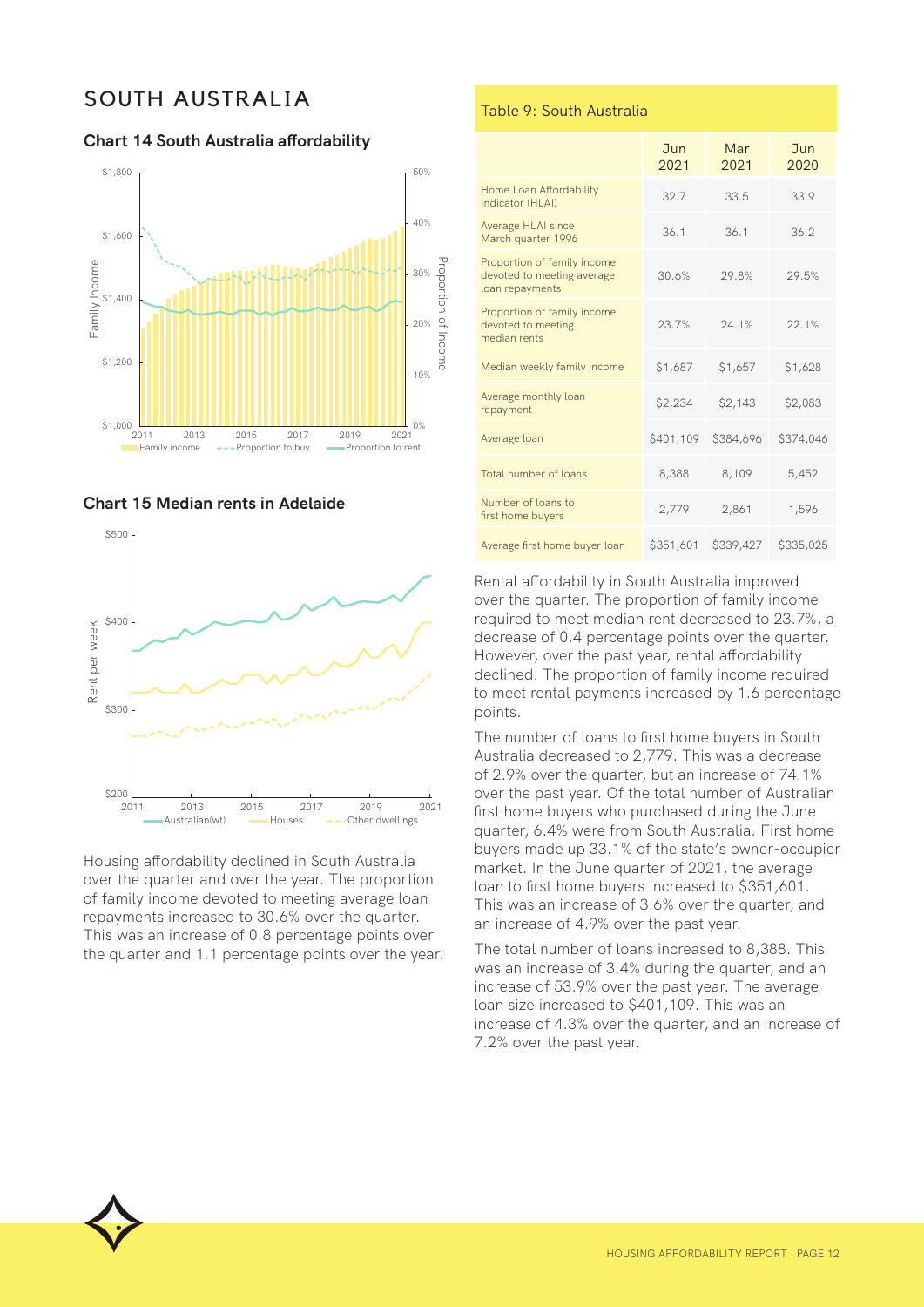# SOUTH AUSTRALIA

### Chart 14 South Australia affordability

### Chart 15 Median rents in Adelaide

Housing affordability declined in South Australia over the quarter and over the year. The proportion of family income devoted to meeting average loan repayments increased to 30.6% over the quarter. This was an increase of 0.8 percentage points over the quarter and 1.1 percentage points over the year.

Table 9: South Australia

| | Jun 2021 | Mar 2021 | Jun 2020 |
|---|---|---|---|
| Home Loan Affordability Indicator (HLAI) | 32.7 | 33.5 | 33.9 |
| Average HLAI since March quarter 1996 | 36.1 | 36.1 | 36.2 |
| Proportion of family income devoted to meeting average loan repayments | 30.6% | 29.8% | 29.5% |
| Proportion of family income devoted to meeting median rents | 23.7% | 24.1% | 22.1% |
| Median weekly family income | $1,687 | $1,657 | $1,628 |
| Average monthly loan repayment | $2,234 | $2,143 | $2,083 |
| Average loan | $401,109 | $384,696 | $374,046 |
| Total number of loans | 8,388 | 8,109 | 5,452 |
| Number of loans to first home buyers | 2,779 | 2,861 | 1,596 |
| Average first home buyer loan | $351,601 | $339,427 | $335,025 |

Rental affordability in South Australia improved over the quarter. The proportion of family income required to meet median rent decreased to 23.7%, a decrease of 0.4 percentage points over the quarter. However, over the past year, rental affordability declined. The proportion of family income required to meet rental payments increased by 1.6 percentage points.

The number of loans to first home buyers in South Australia decreased to 2,779. This was a decrease of 2.9% over the quarter, but an increase of 74.1% over the past year. Of the total number of Australian first home buyers who purchased during the June quarter, 6.4% were from South Australia. First home buyers made up 33.1% of the state's owner-occupier market. In the June quarter of 2021, the average loan to first home buyers increased to $351,601. This was an increase of 3.6% over the quarter, and an increase of 4.9% over the past year.

The total number of loans increased to 8,388. This was an increase of 3.4% during the quarter, and an increase of 53.9% over the past year. The average loan size increased to $401,109. This was an increase of 4.3% over the quarter, and an increase of 7.2% over the past year.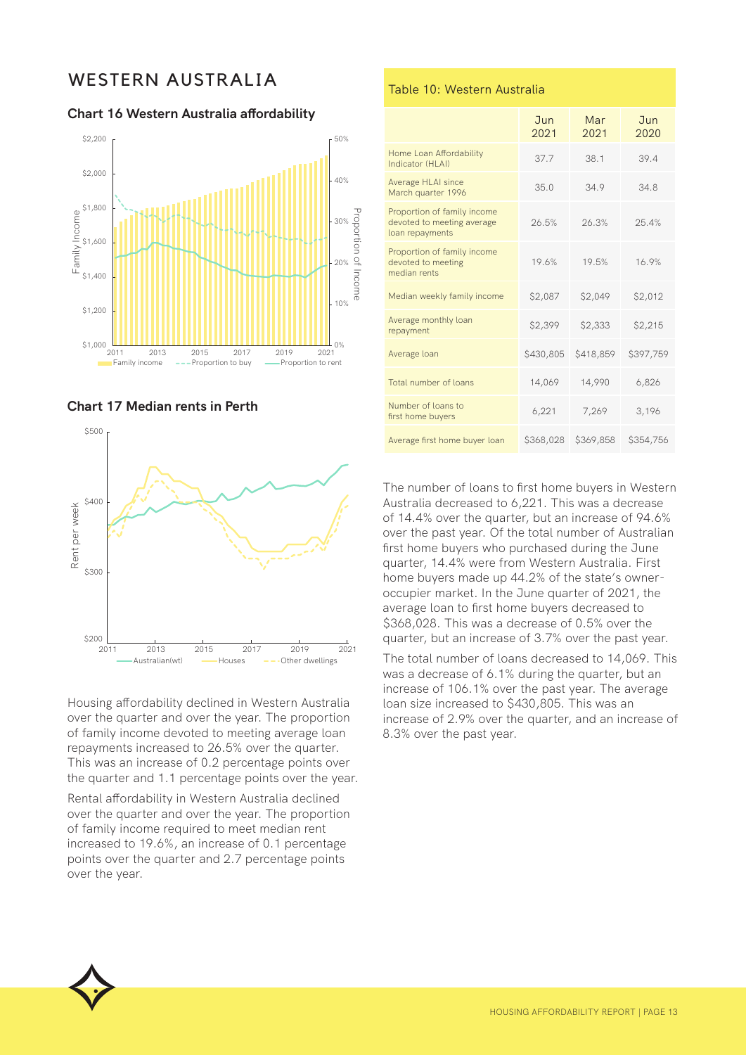# WESTERN AUSTRALIA

### Chart 16 Western Australia affordability

### Chart 17 Median rents in Perth

Housing affordability declined in Western Australia over the quarter and over the year. The proportion of family income devoted to meeting average loan repayments increased to 26.5% over the quarter. This was an increase of 0.2 percentage points over the quarter and 1.1 percentage points over the year.

Rental affordability in Western Australia declined over the quarter and over the year. The proportion of family income required to meet median rent increased to 19.6%, an increase of 0.1 percentage points over the quarter and 2.7 percentage points over the year.

Table 10: Western Australia

| | Jun 2021 | Mar 2021 | Jun 2020 |
|---|---|---|---|
| Home Loan Affordability Indicator (HLAI) | 37.7 | 38.1 | 39.4 |
| Average HLAI since March quarter 1996 | 35.0 | 34.9 | 34.8 |
| Proportion of family income devoted to meeting average loan repayments | 26.5% | 26.3% | 25.4% |
| Proportion of family income devoted to meeting median rents | 19.6% | 19.5% | 16.9% |
| Median weekly family income | $2,087 | $2,049 | $2,012 |
| Average monthly loan repayment | $2,399 | $2,333 | $2,215 |
| Average loan | $430,805 | $418,859 | $397,759 |
| Total number of loans | 14,069 | 14,990 | 6,826 |
| Number of loans to first home buyers | 6,221 | 7,269 | 3,196 |
| Average first home buyer loan | $368,028 | $369,858 | $354,756 |

The number of loans to first home buyers in Western Australia decreased to 6,221. This was a decrease of 14.4% over the quarter, but an increase of 94.6% over the past year. Of the total number of Australian first home buyers who purchased during the June quarter, 14.4% were from Western Australia. First home buyers made up 44.2% of the state's owner-occupier market. In the June quarter of 2021, the average loan to first home buyers decreased to $368,028. This was a decrease of 0.5% over the quarter, but an increase of 3.7% over the past year.

The total number of loans decreased to 14,069. This was a decrease of 6.1% during the quarter, but an increase of 106.1% over the past year. The average loan size increased to $430,805. This was an increase of 2.9% over the quarter, and an increase of 8.3% over the past year.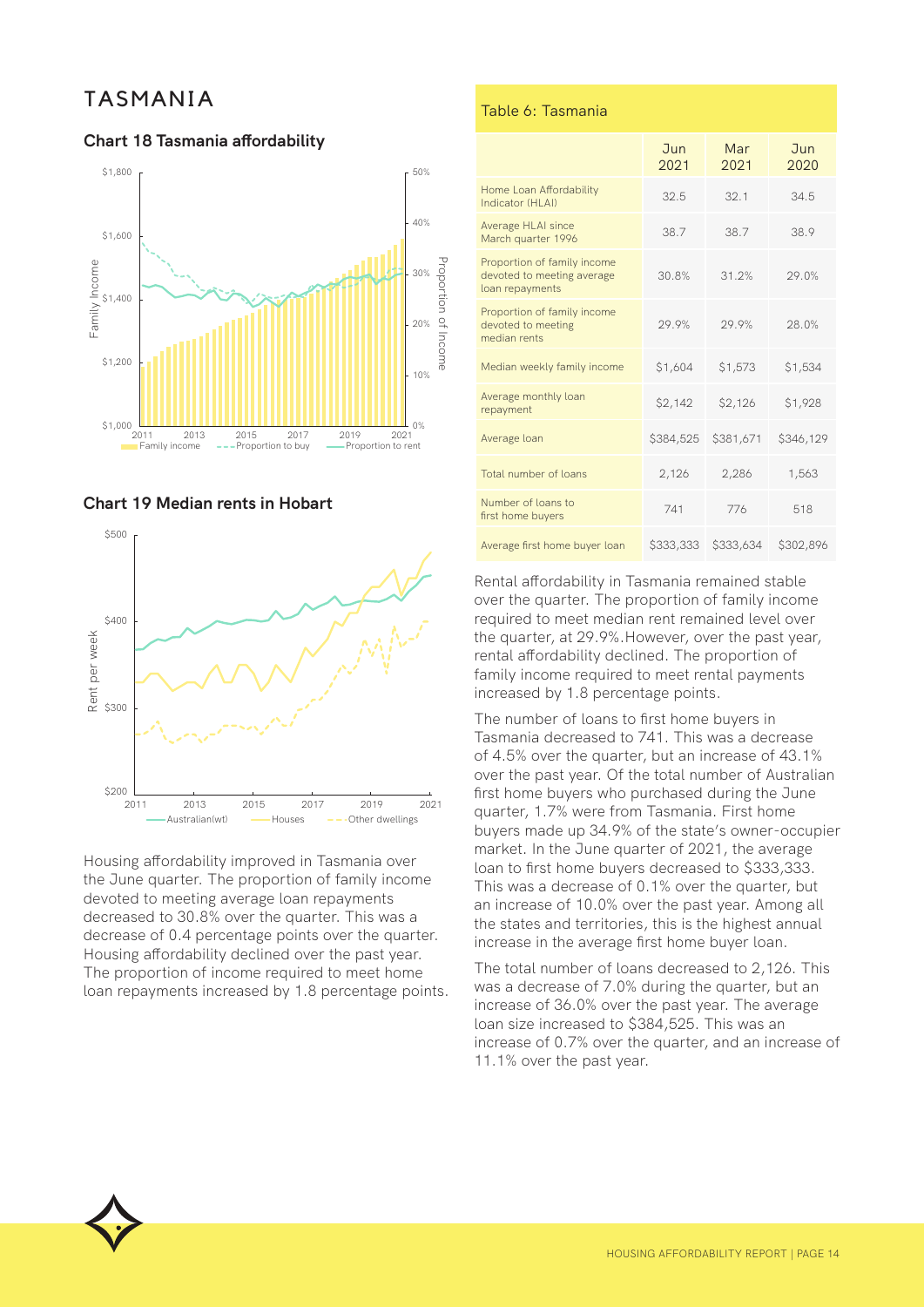# TASMANIA

### Chart 18 Tasmania affordability

### Chart 19 Median rents in Hobart

Housing affordability improved in Tasmania over the June quarter. The proportion of family income devoted to meeting average loan repayments decreased to 30.8% over the quarter. This was a decrease of 0.4 percentage points over the quarter. Housing affordability declined over the past year. The proportion of income required to meet home loan repayments increased by 1.8 percentage points.

Table 6: Tasmania

| | Jun 2021 | Mar 2021 | Jun 2020 |
|---|---|---|---|
| Home Loan Affordability Indicator (HLAI) | 32.5 | 32.1 | 34.5 |
| Average HLAI since March quarter 1996 | 38.7 | 38.7 | 38.9 |
| Proportion of family income devoted to meeting average loan repayments | 30.8% | 31.2% | 29.0% |
| Proportion of family income devoted to meeting median rents | 29.9% | 29.9% | 28.0% |
| Median weekly family income | $1,604 | $1,573 | $1,534 |
| Average monthly loan repayment | $2,142 | $2,126 | $1,928 |
| Average loan | $384,525 | $381,671 | $346,129 |
| Total number of loans | 2,126 | 2,286 | 1,563 |
| Number of loans to first home buyers | 741 | 776 | 518 |
| Average first home buyer loan | $333,333 | $333,634 | $302,896 |

Rental affordability in Tasmania remained stable over the quarter. The proportion of family income required to meet median rent remained level over the quarter, at 29.9%.However, over the past year, rental affordability declined. The proportion of family income required to meet rental payments increased by 1.8 percentage points.

The number of loans to first home buyers in Tasmania decreased to 741. This was a decrease of 4.5% over the quarter, but an increase of 43.1% over the past year. Of the total number of Australian first home buyers who purchased during the June quarter, 1.7% were from Tasmania. First home buyers made up 34.9% of the state's owner-occupier market. In the June quarter of 2021, the average loan to first home buyers decreased to $333,333. This was a decrease of 0.1% over the quarter, but an increase of 10.0% over the past year. Among all the states and territories, this is the highest annual increase in the average first home buyer loan.

The total number of loans decreased to 2,126. This was a decrease of 7.0% during the quarter, but an increase of 36.0% over the past year. The average loan size increased to $384,525. This was an increase of 0.7% over the quarter, and an increase of 11.1% over the past year.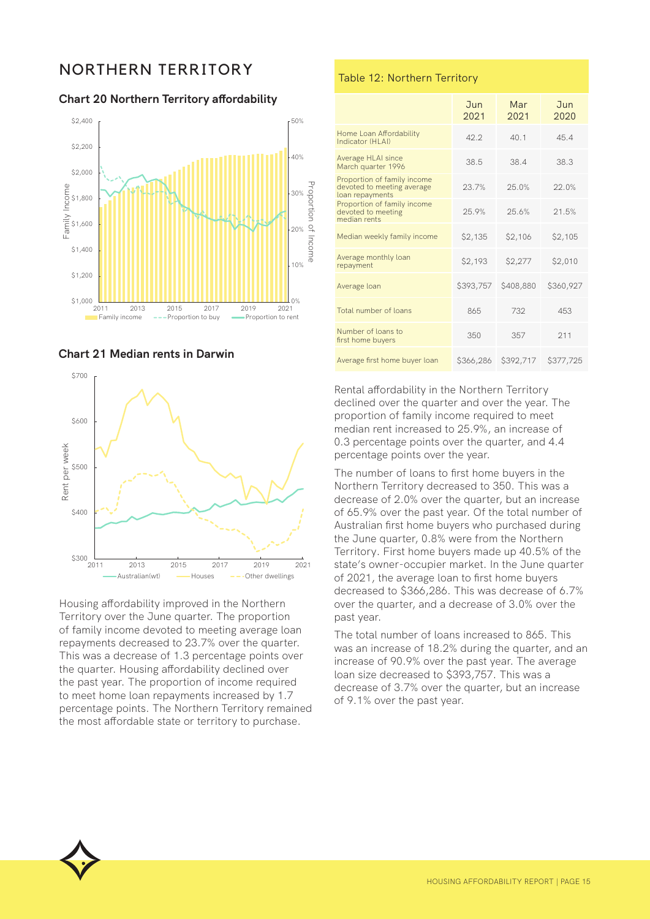# NORTHERN TERRITORY

**Chart 20 Northern Territory affordability**

**Chart 21 Median rents in Darwin**

Housing affordability improved in the Northern Territory over the June quarter. The proportion of family income devoted to meeting average loan repayments decreased to 23.7% over the quarter. This was a decrease of 1.3 percentage points over the quarter. Housing affordability declined over the past year. The proportion of income required to meet home loan repayments increased by 1.7 percentage points. The Northern Territory remained the most affordable state or territory to purchase.

Table 12: Northern Territory

| | Jun 2021 | Mar 2021 | Jun 2020 |
|---|---|---|---|
| Home Loan Affordability Indicator (HLAI) | 42.2 | 40.1 | 45.4 |
| Average HLAI since March quarter 1996 | 38.5 | 38.4 | 38.3 |
| Proportion of family income devoted to meeting average loan repayments | 23.7% | 25.0% | 22.0% |
| Proportion of family income devoted to meeting median rents | 25.9% | 25.6% | 21.5% |
| Median weekly family income | $2,135 | $2,106 | $2,105 |
| Average monthly loan repayment | $2,193 | $2,277 | $2,010 |
| Average loan | $393,757 | $408,880 | $360,927 |
| Total number of loans | 865 | 732 | 453 |
| Number of loans to first home buyers | 350 | 357 | 211 |
| Average first home buyer loan | $366,286 | $392,717 | $377,725 |

Rental affordability in the Northern Territory declined over the quarter and over the year. The proportion of family income required to meet median rent increased to 25.9%, an increase of 0.3 percentage points over the quarter, and 4.4 percentage points over the year.

The number of loans to first home buyers in the Northern Territory decreased to 350. This was a decrease of 2.0% over the quarter, but an increase of 65.9% over the past year. Of the total number of Australian first home buyers who purchased during the June quarter, 0.8% were from the Northern Territory. First home buyers made up 40.5% of the state's owner-occupier market. In the June quarter of 2021, the average loan to first home buyers decreased to $366,286. This was decrease of 6.7% over the quarter, and a decrease of 3.0% over the past year.

The total number of loans increased to 865. This was an increase of 18.2% during the quarter, and an increase of 90.9% over the past year. The average loan size decreased to $393,757. This was a decrease of 3.7% over the quarter, but an increase of 9.1% over the past year.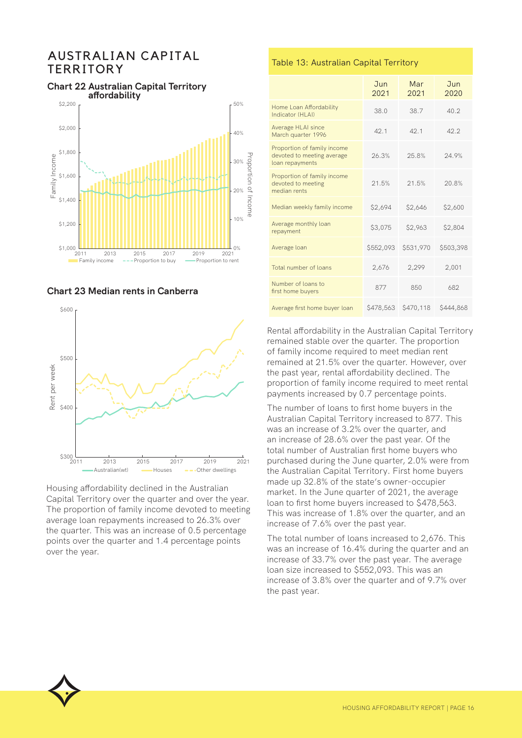# AUSTRALIAN CAPITAL TERRITORY

**Chart 22 Australian Capital Territory affordability**

**Chart 23 Median rents in Canberra**

Housing affordability declined in the Australian Capital Territory over the quarter and over the year. The proportion of family income devoted to meeting average loan repayments increased to 26.3% over the quarter. This was an increase of 0.5 percentage points over the quarter and 1.4 percentage points over the year.

Table 13: Australian Capital Territory

| | Jun 2021 | Mar 2021 | Jun 2020 |
|---|---|---|---|
| Home Loan Affordability Indicator (HLAI) | 38.0 | 38.7 | 40.2 |
| Average HLAI since March quarter 1996 | 42.1 | 42.1 | 42.2 |
| Proportion of family income devoted to meeting average loan repayments | 26.3% | 25.8% | 24.9% |
| Proportion of family income devoted to meeting median rents | 21.5% | 21.5% | 20.8% |
| Median weekly family income | $2,694 | $2,646 | $2,600 |
| Average monthly loan repayment | $3,075 | $2,963 | $2,804 |
| Average loan | $552,093 | $531,970 | $503,398 |
| Total number of loans | 2,676 | 2,299 | 2,001 |
| Number of loans to first home buyers | 877 | 850 | 682 |
| Average first home buyer loan | $478,563 | $470,118 | $444,868 |

Rental affordability in the Australian Capital Territory remained stable over the quarter. The proportion of family income required to meet median rent remained at 21.5% over the quarter. However, over the past year, rental affordability declined. The proportion of family income required to meet rental payments increased by 0.7 percentage points.

The number of loans to first home buyers in the Australian Capital Territory increased to 877. This was an increase of 3.2% over the quarter, and an increase of 28.6% over the past year. Of the total number of Australian first home buyers who purchased during the June quarter, 2.0% were from the Australian Capital Territory. First home buyers made up 32.8% of the state's owner-occupier market. In the June quarter of 2021, the average loan to first home buyers increased to $478,563. This was increase of 1.8% over the quarter, and an increase of 7.6% over the past year.

The total number of loans increased to 2,676. This was an increase of 16.4% during the quarter and an increase of 33.7% over the past year. The average loan size increased to $552,093. This was an increase of 3.8% over the quarter and of 9.7% over the past year.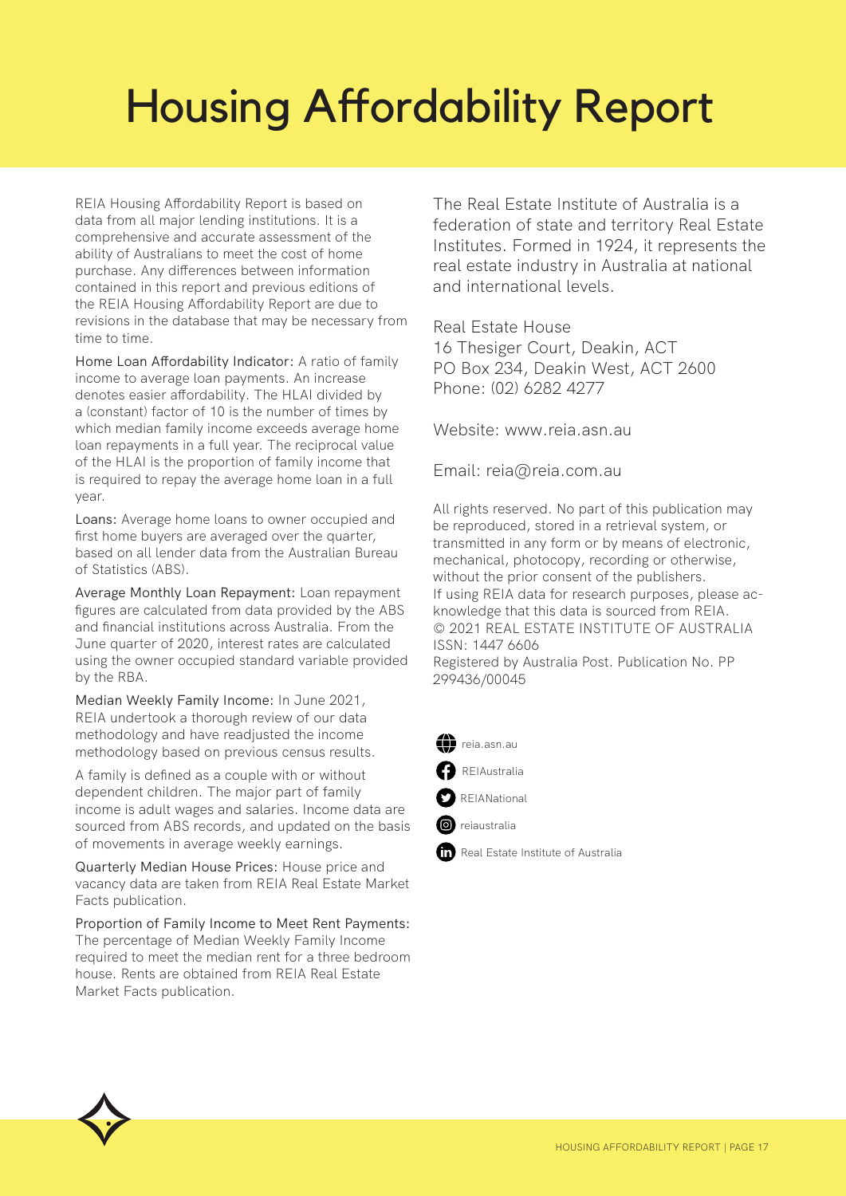# Housing Affordability Report

REIA Housing Affordability Report is based on data from all major lending institutions. It is a comprehensive and accurate assessment of the ability of Australians to meet the cost of home purchase. Any differences between information contained in this report and previous editions of the REIA Housing Affordability Report are due to revisions in the database that may be necessary from time to time.

Home Loan Affordability Indicator: A ratio of family income to average loan payments. An increase denotes easier affordability. The HLAI divided by a (constant) factor of 10 is the number of times by which median family income exceeds average home loan repayments in a full year. The reciprocal value of the HLAI is the proportion of family income that is required to repay the average home loan in a full year.

Loans: Average home loans to owner occupied and first home buyers are averaged over the quarter, based on all lender data from the Australian Bureau of Statistics (ABS).

Average Monthly Loan Repayment: Loan repayment figures are calculated from data provided by the ABS and financial institutions across Australia. From the June quarter of 2020, interest rates are calculated using the owner occupied standard variable provided by the RBA.

Median Weekly Family Income: In June 2021, REIA undertook a thorough review of our data methodology and have readjusted the income methodology based on previous census results.

A family is defined as a couple with or without dependent children. The major part of family income is adult wages and salaries. Income data are sourced from ABS records, and updated on the basis of movements in average weekly earnings.

Quarterly Median House Prices: House price and vacancy data are taken from REIA Real Estate Market Facts publication.

Proportion of Family Income to Meet Rent Payments: The percentage of Median Weekly Family Income required to meet the median rent for a three bedroom house. Rents are obtained from REIA Real Estate Market Facts publication.

The Real Estate Institute of Australia is a federation of state and territory Real Estate Institutes. Formed in 1924, it represents the real estate industry in Australia at national and international levels.

Real Estate House
16 Thesiger Court, Deakin, ACT
PO Box 234, Deakin West, ACT 2600
Phone: (02) 6282 4277

Website: www.reia.asn.au

Email: reia@reia.com.au

All rights reserved. No part of this publication may be reproduced, stored in a retrieval system, or transmitted in any form or by means of electronic, mechanical, photocopy, recording or otherwise, without the prior consent of the publishers.
If using REIA data for research purposes, please acknowledge that this data is sourced from REIA.
© 2021 REAL ESTATE INSTITUTE OF AUSTRALIA
ISSN: 1447 6606
Registered by Australia Post. Publication No. PP 299436/00045

reia.asn.au
REIAustralia
REIANational
reiaustralia
Real Estate Institute of Australia